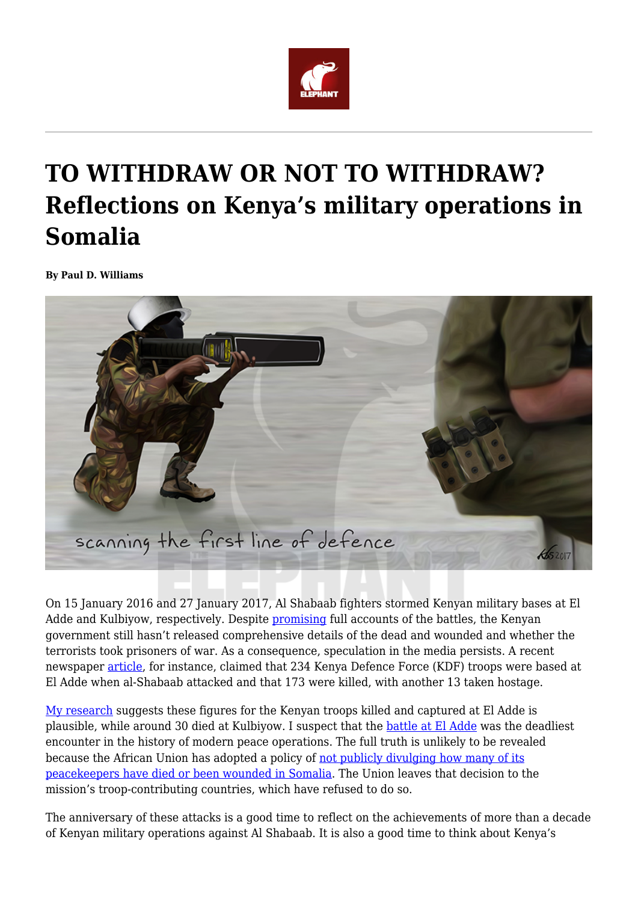# TO WITHDRAW OR NOT TO WITHDRAW? Reflections on Kenya's military operations in Somalia

**By Paul D. Williams**

On 15 January 2016 and 27 January 2017, Al Shabaab fighters stormed Kenyan military bases at El Adde and Kulbiyow, respectively. Despite promising full accounts of the battles, the Kenyan government still hasn't released comprehensive details of the dead and wounded and whether the terrorists took prisoners of war. As a consequence, speculation in the media persists. A recent newspaper article, for instance, claimed that 234 Kenya Defence Force (KDF) troops were based at El Adde when al-Shabaab attacked and that 173 were killed, with another 13 taken hostage.

My research suggests these figures for the Kenyan troops killed and captured at El Adde is plausible, while around 30 died at Kulbiyow. I suspect that the battle at El Adde was the deadliest encounter in the history of modern peace operations. The full truth is unlikely to be revealed because the African Union has adopted a policy of not publicly divulging how many of its peacekeepers have died or been wounded in Somalia. The Union leaves that decision to the mission's troop-contributing countries, which have refused to do so.

The anniversary of these attacks is a good time to reflect on the achievements of more than a decade of Kenyan military operations against Al Shabaab. It is also a good time to think about Kenya's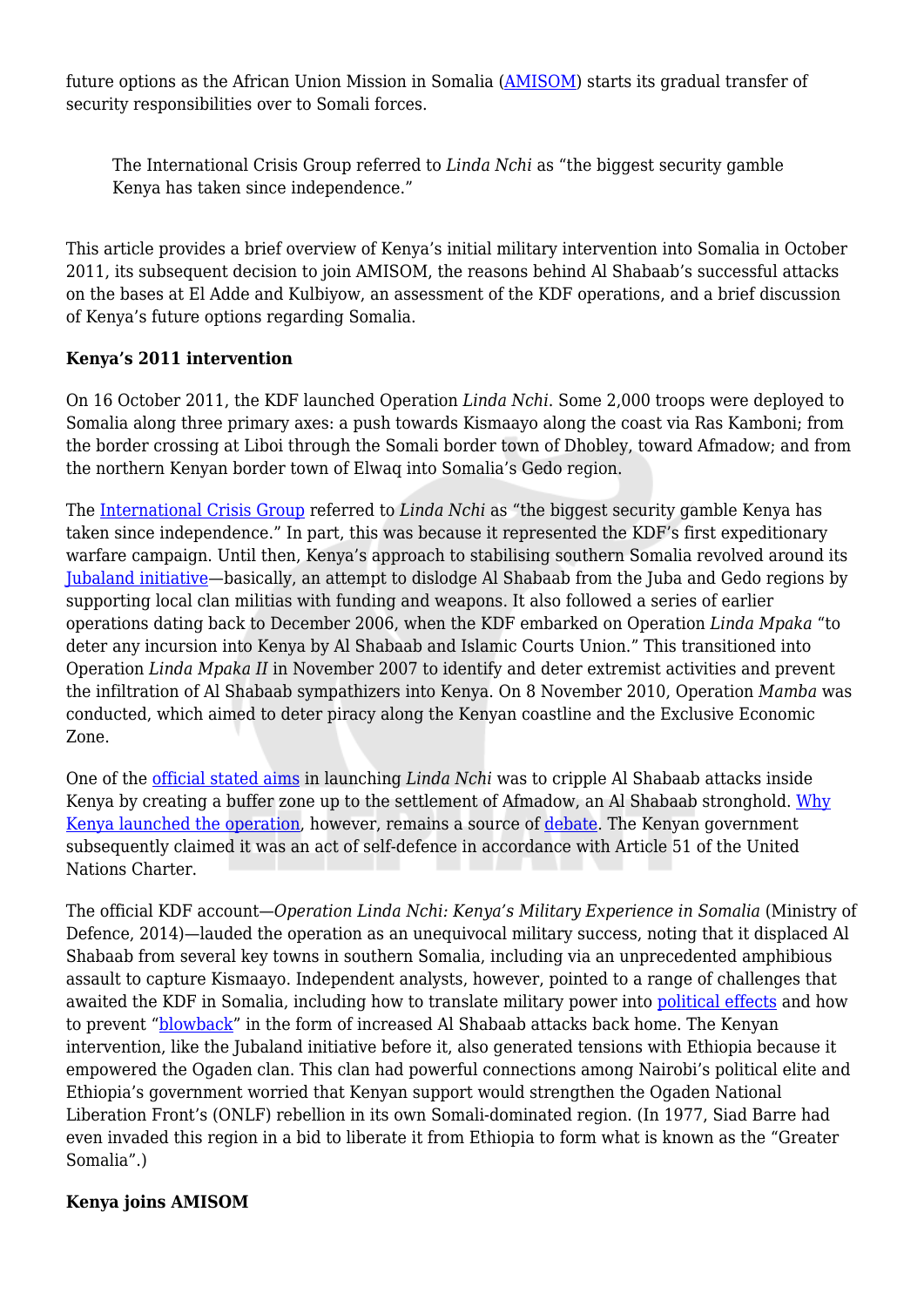future options as the African Union Mission in Somalia (AMISOM) starts its gradual transfer of security responsibilities over to Somali forces.

> The International Crisis Group referred to *Linda Nchi* as "the biggest security gamble Kenya has taken since independence."

This article provides a brief overview of Kenya's initial military intervention into Somalia in October 2011, its subsequent decision to join AMISOM, the reasons behind Al Shabaab's successful attacks on the bases at El Adde and Kulbiyow, an assessment of the KDF operations, and a brief discussion of Kenya's future options regarding Somalia.

**Kenya's 2011 intervention**

On 16 October 2011, the KDF launched Operation *Linda Nchi*. Some 2,000 troops were deployed to Somalia along three primary axes: a push towards Kismaayo along the coast via Ras Kamboni; from the border crossing at Liboi through the Somali border town of Dhobley, toward Afmadow; and from the northern Kenyan border town of Elwaq into Somalia's Gedo region.

The International Crisis Group referred to *Linda Nchi* as "the biggest security gamble Kenya has taken since independence." In part, this was because it represented the KDF's first expeditionary warfare campaign. Until then, Kenya's approach to stabilising southern Somalia revolved around its Jubaland initiative—basically, an attempt to dislodge Al Shabaab from the Juba and Gedo regions by supporting local clan militias with funding and weapons. It also followed a series of earlier operations dating back to December 2006, when the KDF embarked on Operation *Linda Mpaka* "to deter any incursion into Kenya by Al Shabaab and Islamic Courts Union." This transitioned into Operation *Linda Mpaka II* in November 2007 to identify and deter extremist activities and prevent the infiltration of Al Shabaab sympathizers into Kenya. On 8 November 2010, Operation *Mamba* was conducted, which aimed to deter piracy along the Kenyan coastline and the Exclusive Economic Zone.

One of the official stated aims in launching *Linda Nchi* was to cripple Al Shabaab attacks inside Kenya by creating a buffer zone up to the settlement of Afmadow, an Al Shabaab stronghold. Why Kenya launched the operation, however, remains a source of debate. The Kenyan government subsequently claimed it was an act of self-defence in accordance with Article 51 of the United Nations Charter.

The official KDF account—*Operation Linda Nchi: Kenya's Military Experience in Somalia* (Ministry of Defence, 2014)—lauded the operation as an unequivocal military success, noting that it displaced Al Shabaab from several key towns in southern Somalia, including via an unprecedented amphibious assault to capture Kismaayo. Independent analysts, however, pointed to a range of challenges that awaited the KDF in Somalia, including how to translate military power into political effects and how to prevent "blowback" in the form of increased Al Shabaab attacks back home. The Kenyan intervention, like the Jubaland initiative before it, also generated tensions with Ethiopia because it empowered the Ogaden clan. This clan had powerful connections among Nairobi's political elite and Ethiopia's government worried that Kenyan support would strengthen the Ogaden National Liberation Front's (ONLF) rebellion in its own Somali-dominated region. (In 1977, Siad Barre had even invaded this region in a bid to liberate it from Ethiopia to form what is known as the "Greater Somalia".)

**Kenya joins AMISOM**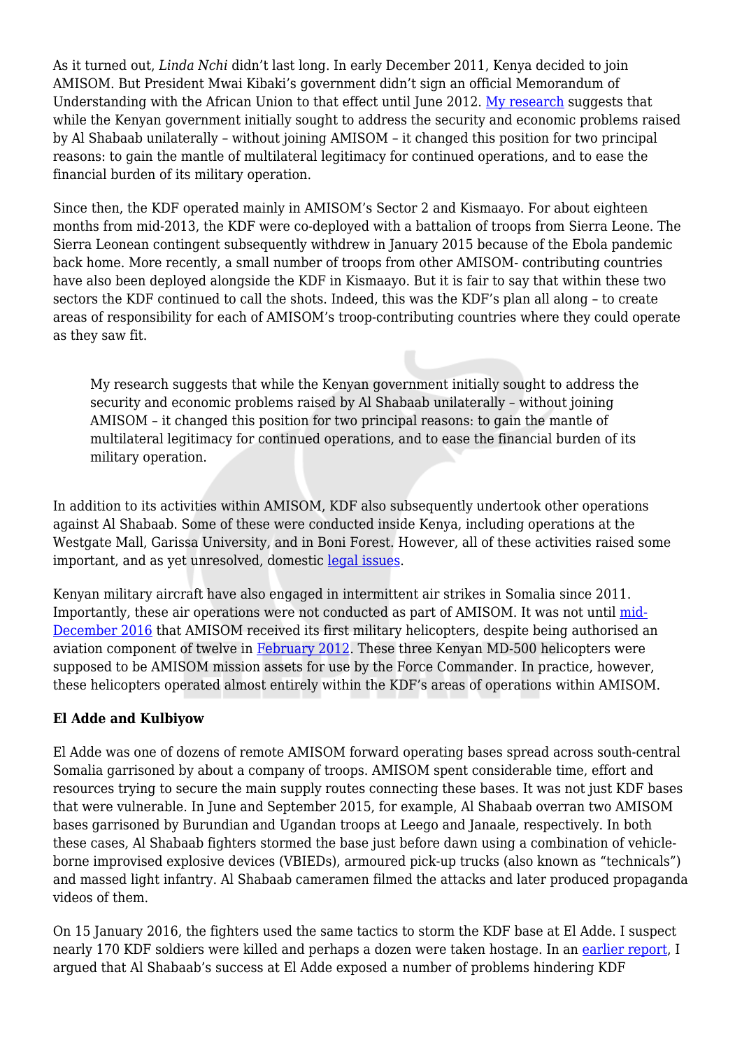As it turned out, *Linda Nchi* didn't last long. In early December 2011, Kenya decided to join AMISOM. But President Mwai Kibaki's government didn't sign an official Memorandum of Understanding with the African Union to that effect until June 2012. My research suggests that while the Kenyan government initially sought to address the security and economic problems raised by Al Shabaab unilaterally – without joining AMISOM – it changed this position for two principal reasons: to gain the mantle of multilateral legitimacy for continued operations, and to ease the financial burden of its military operation.

Since then, the KDF operated mainly in AMISOM's Sector 2 and Kismaayo. For about eighteen months from mid-2013, the KDF were co-deployed with a battalion of troops from Sierra Leone. The Sierra Leonean contingent subsequently withdrew in January 2015 because of the Ebola pandemic back home. More recently, a small number of troops from other AMISOM- contributing countries have also been deployed alongside the KDF in Kismaayo. But it is fair to say that within these two sectors the KDF continued to call the shots. Indeed, this was the KDF's plan all along – to create areas of responsibility for each of AMISOM's troop-contributing countries where they could operate as they saw fit.

> My research suggests that while the Kenyan government initially sought to address the security and economic problems raised by Al Shabaab unilaterally – without joining AMISOM – it changed this position for two principal reasons: to gain the mantle of multilateral legitimacy for continued operations, and to ease the financial burden of its military operation.

In addition to its activities within AMISOM, KDF also subsequently undertook other operations against Al Shabaab. Some of these were conducted inside Kenya, including operations at the Westgate Mall, Garissa University, and in Boni Forest. However, all of these activities raised some important, and as yet unresolved, domestic legal issues.

Kenyan military aircraft have also engaged in intermittent air strikes in Somalia since 2011. Importantly, these air operations were not conducted as part of AMISOM. It was not until mid-December 2016 that AMISOM received its first military helicopters, despite being authorised an aviation component of twelve in February 2012. These three Kenyan MD-500 helicopters were supposed to be AMISOM mission assets for use by the Force Commander. In practice, however, these helicopters operated almost entirely within the KDF's areas of operations within AMISOM.

**El Adde and Kulbiyow**

El Adde was one of dozens of remote AMISOM forward operating bases spread across south-central Somalia garrisoned by about a company of troops. AMISOM spent considerable time, effort and resources trying to secure the main supply routes connecting these bases. It was not just KDF bases that were vulnerable. In June and September 2015, for example, Al Shabaab overran two AMISOM bases garrisoned by Burundian and Ugandan troops at Leego and Janaale, respectively. In both these cases, Al Shabaab fighters stormed the base just before dawn using a combination of vehicle-borne improvised explosive devices (VBIEDs), armoured pick-up trucks (also known as "technicals") and massed light infantry. Al Shabaab cameramen filmed the attacks and later produced propaganda videos of them.

On 15 January 2016, the fighters used the same tactics to storm the KDF base at El Adde. I suspect nearly 170 KDF soldiers were killed and perhaps a dozen were taken hostage. In an earlier report, I argued that Al Shabaab's success at El Adde exposed a number of problems hindering KDF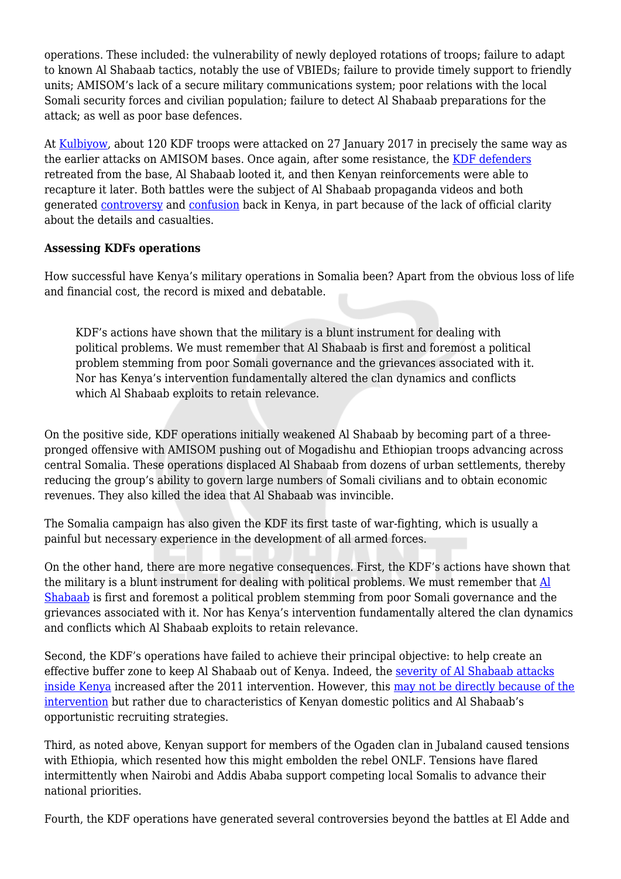operations. These included: the vulnerability of newly deployed rotations of troops; failure to adapt to known Al Shabaab tactics, notably the use of VBIEDs; failure to provide timely support to friendly units; AMISOM's lack of a secure military communications system; poor relations with the local Somali security forces and civilian population; failure to detect Al Shabaab preparations for the attack; as well as poor base defences.

At Kulbiyow, about 120 KDF troops were attacked on 27 January 2017 in precisely the same way as the earlier attacks on AMISOM bases. Once again, after some resistance, the KDF defenders retreated from the base, Al Shabaab looted it, and then Kenyan reinforcements were able to recapture it later. Both battles were the subject of Al Shabaab propaganda videos and both generated controversy and confusion back in Kenya, in part because of the lack of official clarity about the details and casualties.

**Assessing KDFs operations**

How successful have Kenya's military operations in Somalia been? Apart from the obvious loss of life and financial cost, the record is mixed and debatable.

> KDF's actions have shown that the military is a blunt instrument for dealing with political problems. We must remember that Al Shabaab is first and foremost a political problem stemming from poor Somali governance and the grievances associated with it. Nor has Kenya's intervention fundamentally altered the clan dynamics and conflicts which Al Shabaab exploits to retain relevance.

On the positive side, KDF operations initially weakened Al Shabaab by becoming part of a three-pronged offensive with AMISOM pushing out of Mogadishu and Ethiopian troops advancing across central Somalia. These operations displaced Al Shabaab from dozens of urban settlements, thereby reducing the group's ability to govern large numbers of Somali civilians and to obtain economic revenues. They also killed the idea that Al Shabaab was invincible.

The Somalia campaign has also given the KDF its first taste of war-fighting, which is usually a painful but necessary experience in the development of all armed forces.

On the other hand, there are more negative consequences. First, the KDF's actions have shown that the military is a blunt instrument for dealing with political problems. We must remember that Al Shabaab is first and foremost a political problem stemming from poor Somali governance and the grievances associated with it. Nor has Kenya's intervention fundamentally altered the clan dynamics and conflicts which Al Shabaab exploits to retain relevance.

Second, the KDF's operations have failed to achieve their principal objective: to help create an effective buffer zone to keep Al Shabaab out of Kenya. Indeed, the severity of Al Shabaab attacks inside Kenya increased after the 2011 intervention. However, this may not be directly because of the intervention but rather due to characteristics of Kenyan domestic politics and Al Shabaab's opportunistic recruiting strategies.

Third, as noted above, Kenyan support for members of the Ogaden clan in Jubaland caused tensions with Ethiopia, which resented how this might embolden the rebel ONLF. Tensions have flared intermittently when Nairobi and Addis Ababa support competing local Somalis to advance their national priorities.

Fourth, the KDF operations have generated several controversies beyond the battles at El Adde and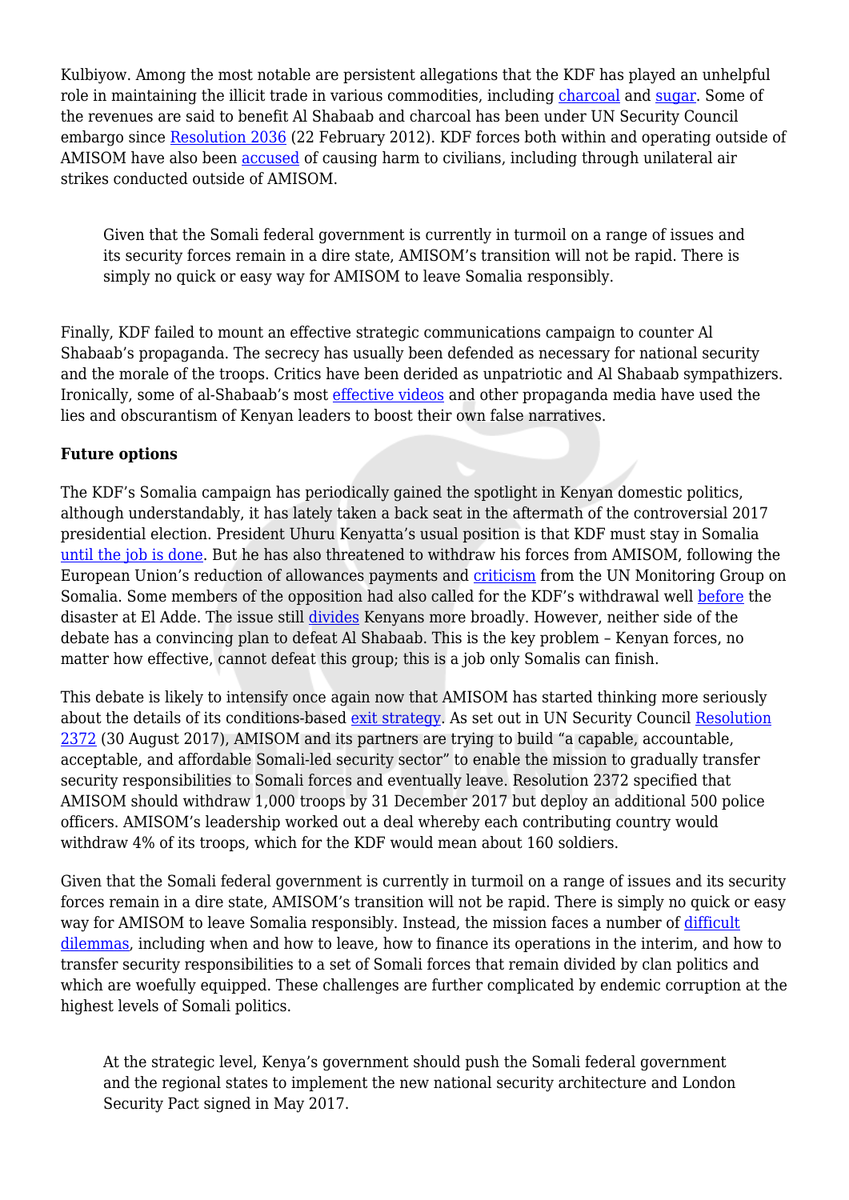Kulbiyow. Among the most notable are persistent allegations that the KDF has played an unhelpful role in maintaining the illicit trade in various commodities, including charcoal and sugar. Some of the revenues are said to benefit Al Shabaab and charcoal has been under UN Security Council embargo since Resolution 2036 (22 February 2012). KDF forces both within and operating outside of AMISOM have also been accused of causing harm to civilians, including through unilateral air strikes conducted outside of AMISOM.

> Given that the Somali federal government is currently in turmoil on a range of issues and its security forces remain in a dire state, AMISOM's transition will not be rapid. There is simply no quick or easy way for AMISOM to leave Somalia responsibly.

Finally, KDF failed to mount an effective strategic communications campaign to counter Al Shabaab's propaganda. The secrecy has usually been defended as necessary for national security and the morale of the troops. Critics have been derided as unpatriotic and Al Shabaab sympathizers. Ironically, some of al-Shabaab's most effective videos and other propaganda media have used the lies and obscurantism of Kenyan leaders to boost their own false narratives.

**Future options**

The KDF's Somalia campaign has periodically gained the spotlight in Kenyan domestic politics, although understandably, it has lately taken a back seat in the aftermath of the controversial 2017 presidential election. President Uhuru Kenyatta's usual position is that KDF must stay in Somalia until the job is done. But he has also threatened to withdraw his forces from AMISOM, following the European Union's reduction of allowances payments and criticism from the UN Monitoring Group on Somalia. Some members of the opposition had also called for the KDF's withdrawal well before the disaster at El Adde. The issue still divides Kenyans more broadly. However, neither side of the debate has a convincing plan to defeat Al Shabaab. This is the key problem – Kenyan forces, no matter how effective, cannot defeat this group; this is a job only Somalis can finish.

This debate is likely to intensify once again now that AMISOM has started thinking more seriously about the details of its conditions-based exit strategy. As set out in UN Security Council Resolution 2372 (30 August 2017), AMISOM and its partners are trying to build "a capable, accountable, acceptable, and affordable Somali-led security sector" to enable the mission to gradually transfer security responsibilities to Somali forces and eventually leave. Resolution 2372 specified that AMISOM should withdraw 1,000 troops by 31 December 2017 but deploy an additional 500 police officers. AMISOM's leadership worked out a deal whereby each contributing country would withdraw 4% of its troops, which for the KDF would mean about 160 soldiers.

Given that the Somali federal government is currently in turmoil on a range of issues and its security forces remain in a dire state, AMISOM's transition will not be rapid. There is simply no quick or easy way for AMISOM to leave Somalia responsibly. Instead, the mission faces a number of difficult dilemmas, including when and how to leave, how to finance its operations in the interim, and how to transfer security responsibilities to a set of Somali forces that remain divided by clan politics and which are woefully equipped. These challenges are further complicated by endemic corruption at the highest levels of Somali politics.

> At the strategic level, Kenya's government should push the Somali federal government and the regional states to implement the new national security architecture and London Security Pact signed in May 2017.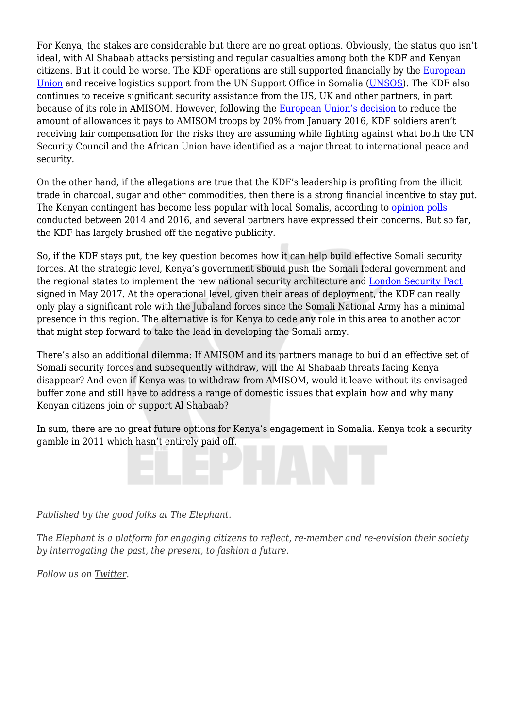For Kenya, the stakes are considerable but there are no great options. Obviously, the status quo isn't ideal, with Al Shabaab attacks persisting and regular casualties among both the KDF and Kenyan citizens. But it could be worse. The KDF operations are still supported financially by the European Union and receive logistics support from the UN Support Office in Somalia (UNSOS). The KDF also continues to receive significant security assistance from the US, UK and other partners, in part because of its role in AMISOM. However, following the European Union's decision to reduce the amount of allowances it pays to AMISOM troops by 20% from January 2016, KDF soldiers aren't receiving fair compensation for the risks they are assuming while fighting against what both the UN Security Council and the African Union have identified as a major threat to international peace and security.

On the other hand, if the allegations are true that the KDF's leadership is profiting from the illicit trade in charcoal, sugar and other commodities, then there is a strong financial incentive to stay put. The Kenyan contingent has become less popular with local Somalis, according to opinion polls conducted between 2014 and 2016, and several partners have expressed their concerns. But so far, the KDF has largely brushed off the negative publicity.

So, if the KDF stays put, the key question becomes how it can help build effective Somali security forces. At the strategic level, Kenya's government should push the Somali federal government and the regional states to implement the new national security architecture and London Security Pact signed in May 2017. At the operational level, given their areas of deployment, the KDF can really only play a significant role with the Jubaland forces since the Somali National Army has a minimal presence in this region. The alternative is for Kenya to cede any role in this area to another actor that might step forward to take the lead in developing the Somali army.

There's also an additional dilemma: If AMISOM and its partners manage to build an effective set of Somali security forces and subsequently withdraw, will the Al Shabaab threats facing Kenya disappear? And even if Kenya was to withdraw from AMISOM, would it leave without its envisaged buffer zone and still have to address a range of domestic issues that explain how and why many Kenyan citizens join or support Al Shabaab?

In sum, there are no great future options for Kenya's engagement in Somalia. Kenya took a security gamble in 2011 which hasn't entirely paid off.

---

*Published by the good folks at The Elephant.*

*The Elephant is a platform for engaging citizens to reflect, re-member and re-envision their society by interrogating the past, the present, to fashion a future.*

*Follow us on Twitter.*